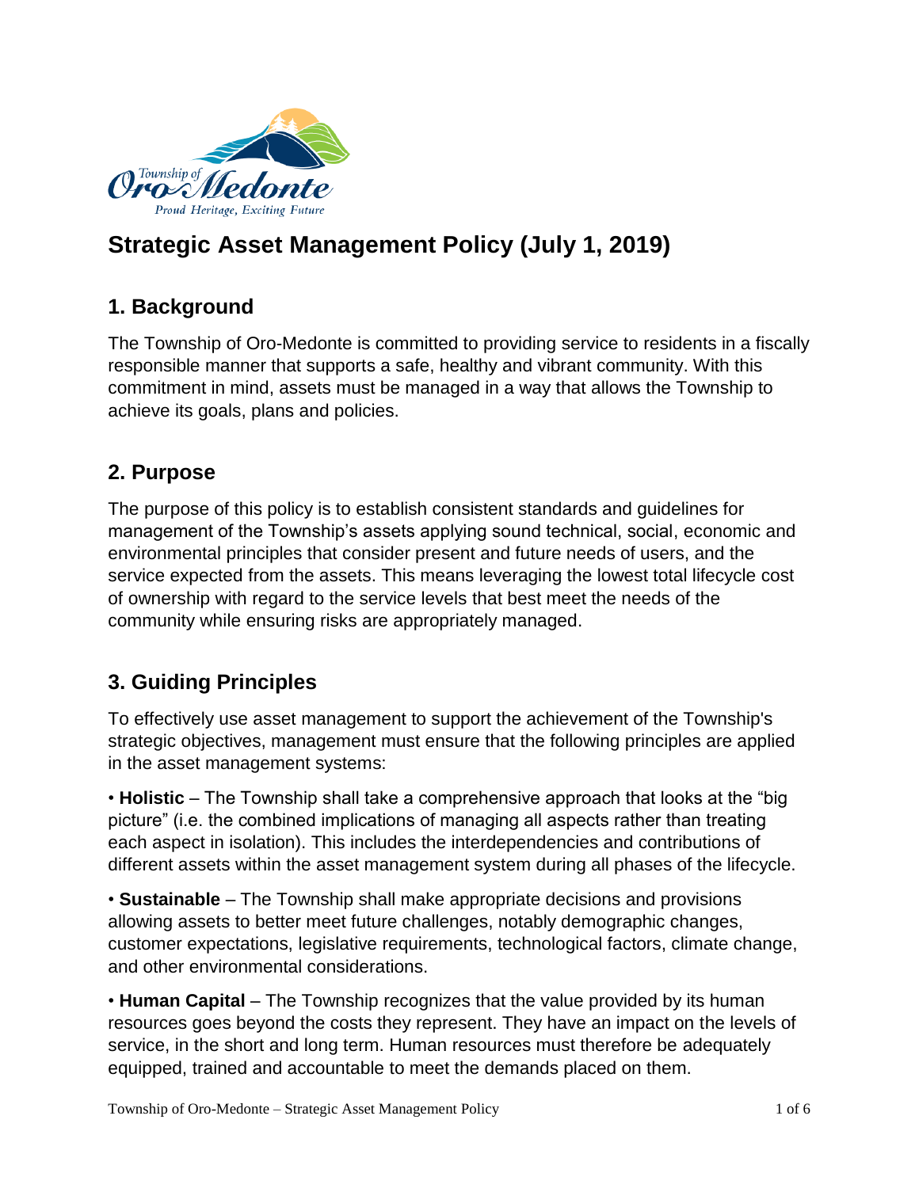# Strategic Asset Management Policy (July 1, 2019)

## 1. Background

The Township of Oro-Medonte is committed to providing service to residents in a fiscally responsible manner that supports a safe, healthy and vibrant community. With this commitment in mind, assets must be managed in a way that allows the Township to achieve its goals, plans and policies.

## 2. Purpose

The purpose of this policy is to establish consistent standards and guidelines for management of the Township's assets applying sound technical, social, economic and environmental principles that consider present and future needs of users, and the service expected from the assets. This means leveraging the lowest total lifecycle cost of ownership with regard to the service levels that best meet the needs of the community while ensuring risks are appropriately managed.

## 3. Guiding Principles

To effectively use asset management to support the achievement of the Township's strategic objectives, management must ensure that the following principles are applied in the asset management systems:

• **Holistic** – The Township shall take a comprehensive approach that looks at the "big picture" (i.e. the combined implications of managing all aspects rather than treating each aspect in isolation). This includes the interdependencies and contributions of different assets within the asset management system during all phases of the lifecycle.

• **Sustainable** – The Township shall make appropriate decisions and provisions allowing assets to better meet future challenges, notably demographic changes, customer expectations, legislative requirements, technological factors, climate change, and other environmental considerations.

• **Human Capital** – The Township recognizes that the value provided by its human resources goes beyond the costs they represent. They have an impact on the levels of service, in the short and long term. Human resources must therefore be adequately equipped, trained and accountable to meet the demands placed on them.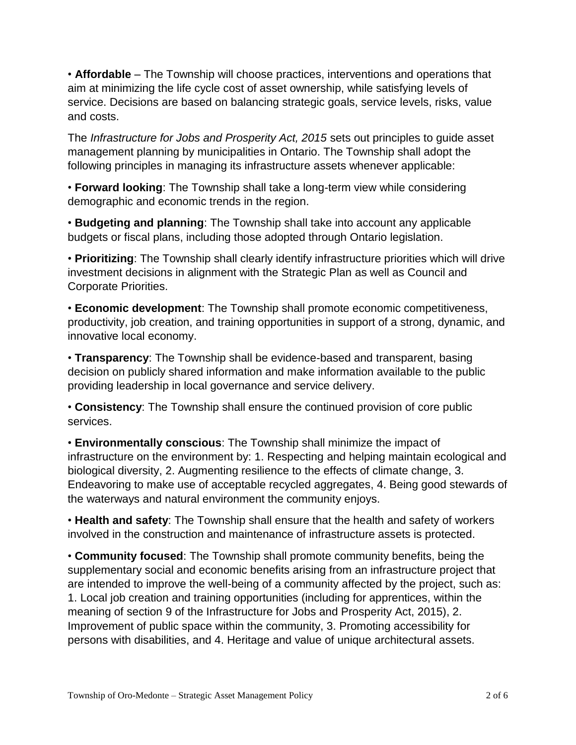• **Affordable** – The Township will choose practices, interventions and operations that aim at minimizing the life cycle cost of asset ownership, while satisfying levels of service. Decisions are based on balancing strategic goals, service levels, risks, value and costs.

The *Infrastructure for Jobs and Prosperity Act, 2015* sets out principles to guide asset management planning by municipalities in Ontario. The Township shall adopt the following principles in managing its infrastructure assets whenever applicable:

• **Forward looking**: The Township shall take a long-term view while considering demographic and economic trends in the region.

• **Budgeting and planning**: The Township shall take into account any applicable budgets or fiscal plans, including those adopted through Ontario legislation.

• **Prioritizing**: The Township shall clearly identify infrastructure priorities which will drive investment decisions in alignment with the Strategic Plan as well as Council and Corporate Priorities.

• **Economic development**: The Township shall promote economic competitiveness, productivity, job creation, and training opportunities in support of a strong, dynamic, and innovative local economy.

• **Transparency**: The Township shall be evidence-based and transparent, basing decision on publicly shared information and make information available to the public providing leadership in local governance and service delivery.

• **Consistency**: The Township shall ensure the continued provision of core public services.

• **Environmentally conscious**: The Township shall minimize the impact of infrastructure on the environment by: 1. Respecting and helping maintain ecological and biological diversity, 2. Augmenting resilience to the effects of climate change, 3. Endeavoring to make use of acceptable recycled aggregates, 4. Being good stewards of the waterways and natural environment the community enjoys.

• **Health and safety**: The Township shall ensure that the health and safety of workers involved in the construction and maintenance of infrastructure assets is protected.

• **Community focused**: The Township shall promote community benefits, being the supplementary social and economic benefits arising from an infrastructure project that are intended to improve the well-being of a community affected by the project, such as: 1. Local job creation and training opportunities (including for apprentices, within the meaning of section 9 of the Infrastructure for Jobs and Prosperity Act, 2015), 2. Improvement of public space within the community, 3. Promoting accessibility for persons with disabilities, and 4. Heritage and value of unique architectural assets.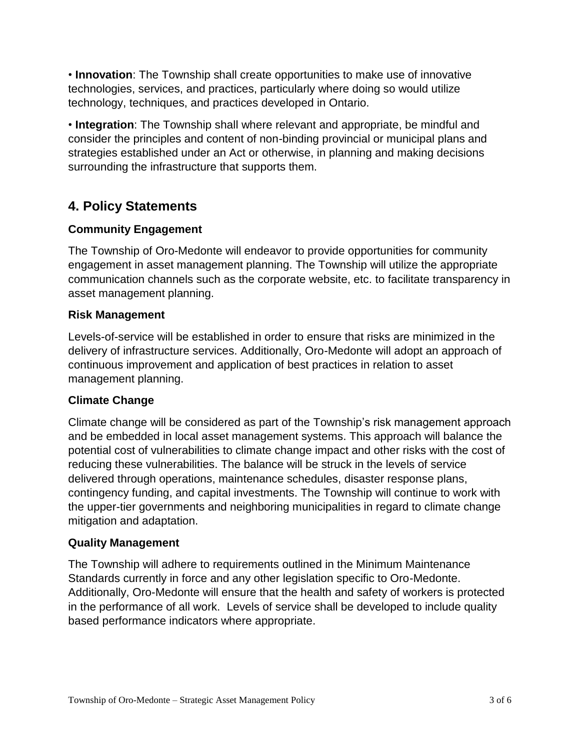• **Innovation**: The Township shall create opportunities to make use of innovative technologies, services, and practices, particularly where doing so would utilize technology, techniques, and practices developed in Ontario.

• **Integration**: The Township shall where relevant and appropriate, be mindful and consider the principles and content of non-binding provincial or municipal plans and strategies established under an Act or otherwise, in planning and making decisions surrounding the infrastructure that supports them.

## 4. Policy Statements

### Community Engagement

The Township of Oro-Medonte will endeavor to provide opportunities for community engagement in asset management planning. The Township will utilize the appropriate communication channels such as the corporate website, etc. to facilitate transparency in asset management planning.

### Risk Management

Levels-of-service will be established in order to ensure that risks are minimized in the delivery of infrastructure services. Additionally, Oro-Medonte will adopt an approach of continuous improvement and application of best practices in relation to asset management planning.

### Climate Change

Climate change will be considered as part of the Township's risk management approach and be embedded in local asset management systems. This approach will balance the potential cost of vulnerabilities to climate change impact and other risks with the cost of reducing these vulnerabilities. The balance will be struck in the levels of service delivered through operations, maintenance schedules, disaster response plans, contingency funding, and capital investments. The Township will continue to work with the upper-tier governments and neighboring municipalities in regard to climate change mitigation and adaptation.

### Quality Management

The Township will adhere to requirements outlined in the Minimum Maintenance Standards currently in force and any other legislation specific to Oro-Medonte. Additionally, Oro-Medonte will ensure that the health and safety of workers is protected in the performance of all work. Levels of service shall be developed to include quality based performance indicators where appropriate.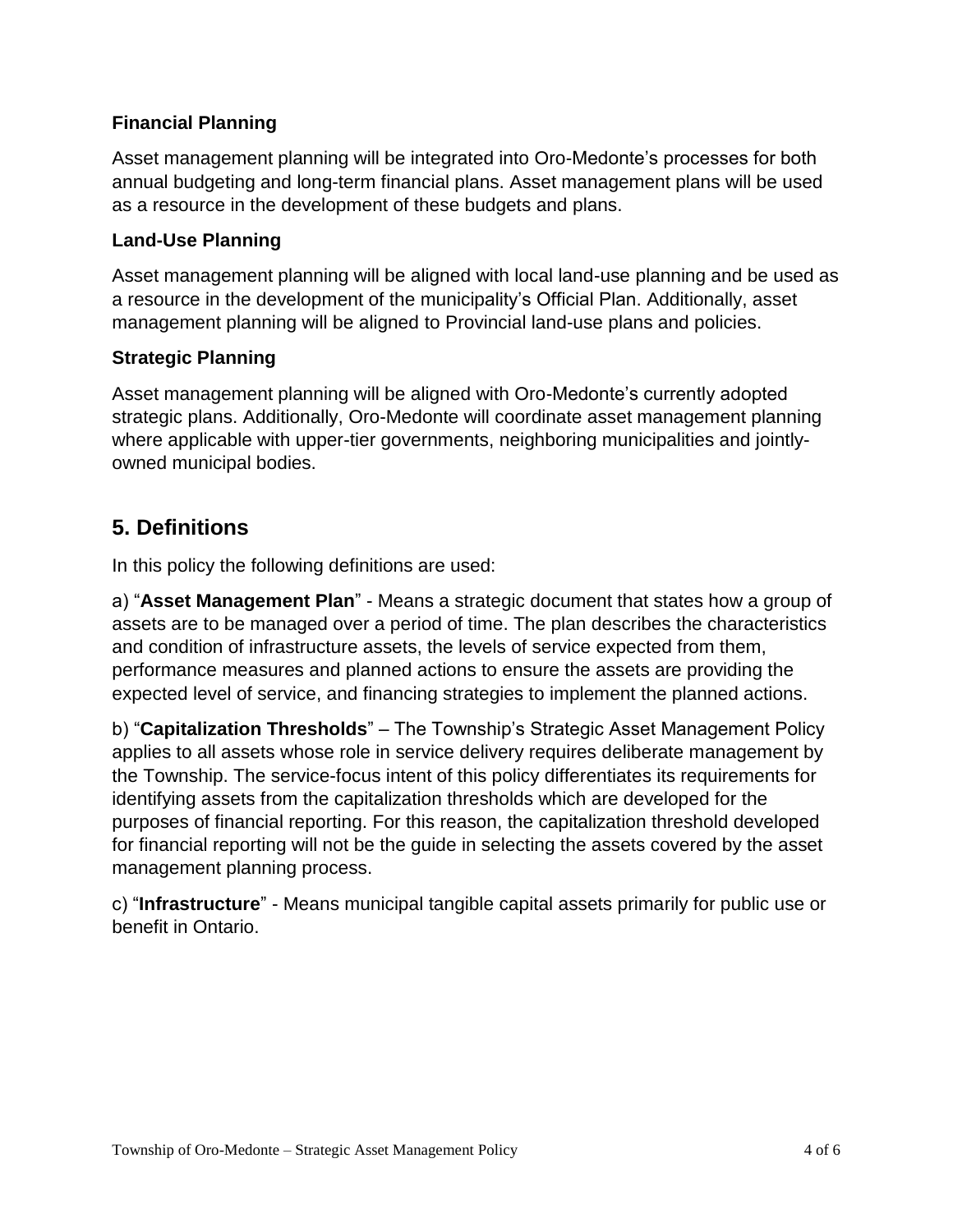### Financial Planning

Asset management planning will be integrated into Oro-Medonte's processes for both annual budgeting and long-term financial plans. Asset management plans will be used as a resource in the development of these budgets and plans.

### Land-Use Planning

Asset management planning will be aligned with local land-use planning and be used as a resource in the development of the municipality's Official Plan. Additionally, asset management planning will be aligned to Provincial land-use plans and policies.

### Strategic Planning

Asset management planning will be aligned with Oro-Medonte's currently adopted strategic plans. Additionally, Oro-Medonte will coordinate asset management planning where applicable with upper-tier governments, neighboring municipalities and jointly-owned municipal bodies.

## 5. Definitions

In this policy the following definitions are used:

a) "**Asset Management Plan**" - Means a strategic document that states how a group of assets are to be managed over a period of time. The plan describes the characteristics and condition of infrastructure assets, the levels of service expected from them, performance measures and planned actions to ensure the assets are providing the expected level of service, and financing strategies to implement the planned actions.

b) "**Capitalization Thresholds**" – The Township's Strategic Asset Management Policy applies to all assets whose role in service delivery requires deliberate management by the Township. The service-focus intent of this policy differentiates its requirements for identifying assets from the capitalization thresholds which are developed for the purposes of financial reporting. For this reason, the capitalization threshold developed for financial reporting will not be the guide in selecting the assets covered by the asset management planning process.

c) "**Infrastructure**" - Means municipal tangible capital assets primarily for public use or benefit in Ontario.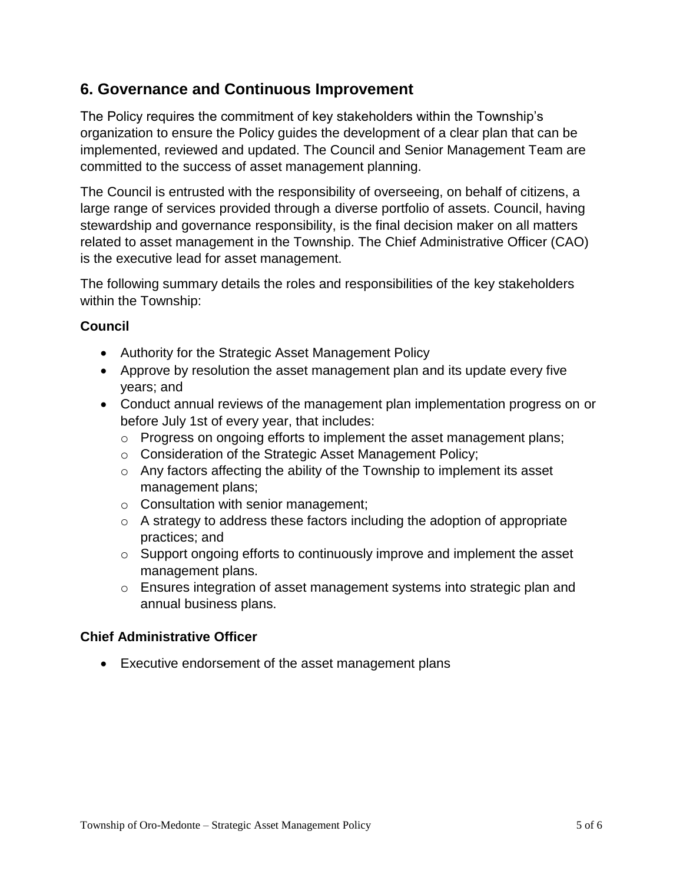## 6. Governance and Continuous Improvement

The Policy requires the commitment of key stakeholders within the Township's organization to ensure the Policy guides the development of a clear plan that can be implemented, reviewed and updated. The Council and Senior Management Team are committed to the success of asset management planning.

The Council is entrusted with the responsibility of overseeing, on behalf of citizens, a large range of services provided through a diverse portfolio of assets. Council, having stewardship and governance responsibility, is the final decision maker on all matters related to asset management in the Township. The Chief Administrative Officer (CAO) is the executive lead for asset management.

The following summary details the roles and responsibilities of the key stakeholders within the Township:

### Council

- Authority for the Strategic Asset Management Policy
- Approve by resolution the asset management plan and its update every five years; and
- Conduct annual reviews of the management plan implementation progress on or before July 1st of every year, that includes:
  - Progress on ongoing efforts to implement the asset management plans;
  - Consideration of the Strategic Asset Management Policy;
  - Any factors affecting the ability of the Township to implement its asset management plans;
  - Consultation with senior management;
  - A strategy to address these factors including the adoption of appropriate practices; and
  - Support ongoing efforts to continuously improve and implement the asset management plans.
  - Ensures integration of asset management systems into strategic plan and annual business plans.

### Chief Administrative Officer

- Executive endorsement of the asset management plans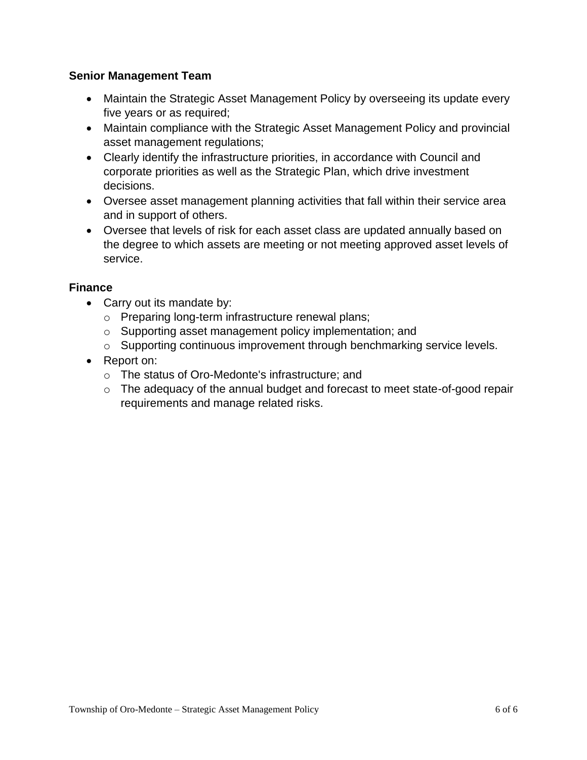**Senior Management Team**

- Maintain the Strategic Asset Management Policy by overseeing its update every five years or as required;
- Maintain compliance with the Strategic Asset Management Policy and provincial asset management regulations;
- Clearly identify the infrastructure priorities, in accordance with Council and corporate priorities as well as the Strategic Plan, which drive investment decisions.
- Oversee asset management planning activities that fall within their service area and in support of others.
- Oversee that levels of risk for each asset class are updated annually based on the degree to which assets are meeting or not meeting approved asset levels of service.

**Finance**

- Carry out its mandate by:
  - Preparing long-term infrastructure renewal plans;
  - Supporting asset management policy implementation; and
  - Supporting continuous improvement through benchmarking service levels.
- Report on:
  - The status of Oro-Medonte's infrastructure; and
  - The adequacy of the annual budget and forecast to meet state-of-good repair requirements and manage related risks.